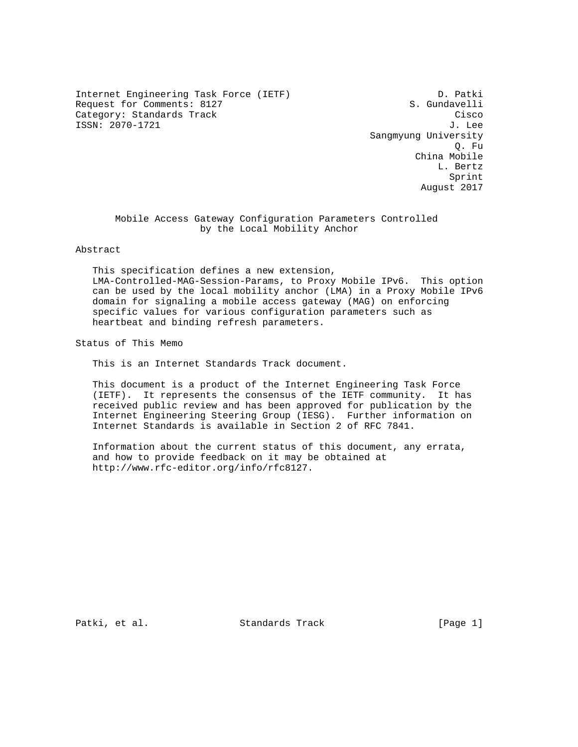Internet Engineering Task Force (IETF)
Request for Comments: 8127
Category: Standards Track
ISSN: 2070-1721

D. Patki
S. Gundavelli
Cisco
J. Lee
Sangmyung University
Q. Fu
China Mobile
L. Bertz
Sprint
August 2017

# Mobile Access Gateway Configuration Parameters Controlled by the Local Mobility Anchor

## Abstract

This specification defines a new extension, LMA-Controlled-MAG-Session-Params, to Proxy Mobile IPv6. This option can be used by the local mobility anchor (LMA) in a Proxy Mobile IPv6 domain for signaling a mobile access gateway (MAG) on enforcing specific values for various configuration parameters such as heartbeat and binding refresh parameters.

## Status of This Memo

This is an Internet Standards Track document.

This document is a product of the Internet Engineering Task Force (IETF). It represents the consensus of the IETF community. It has received public review and has been approved for publication by the Internet Engineering Steering Group (IESG). Further information on Internet Standards is available in Section 2 of RFC 7841.

Information about the current status of this document, any errata, and how to provide feedback on it may be obtained at http://www.rfc-editor.org/info/rfc8127.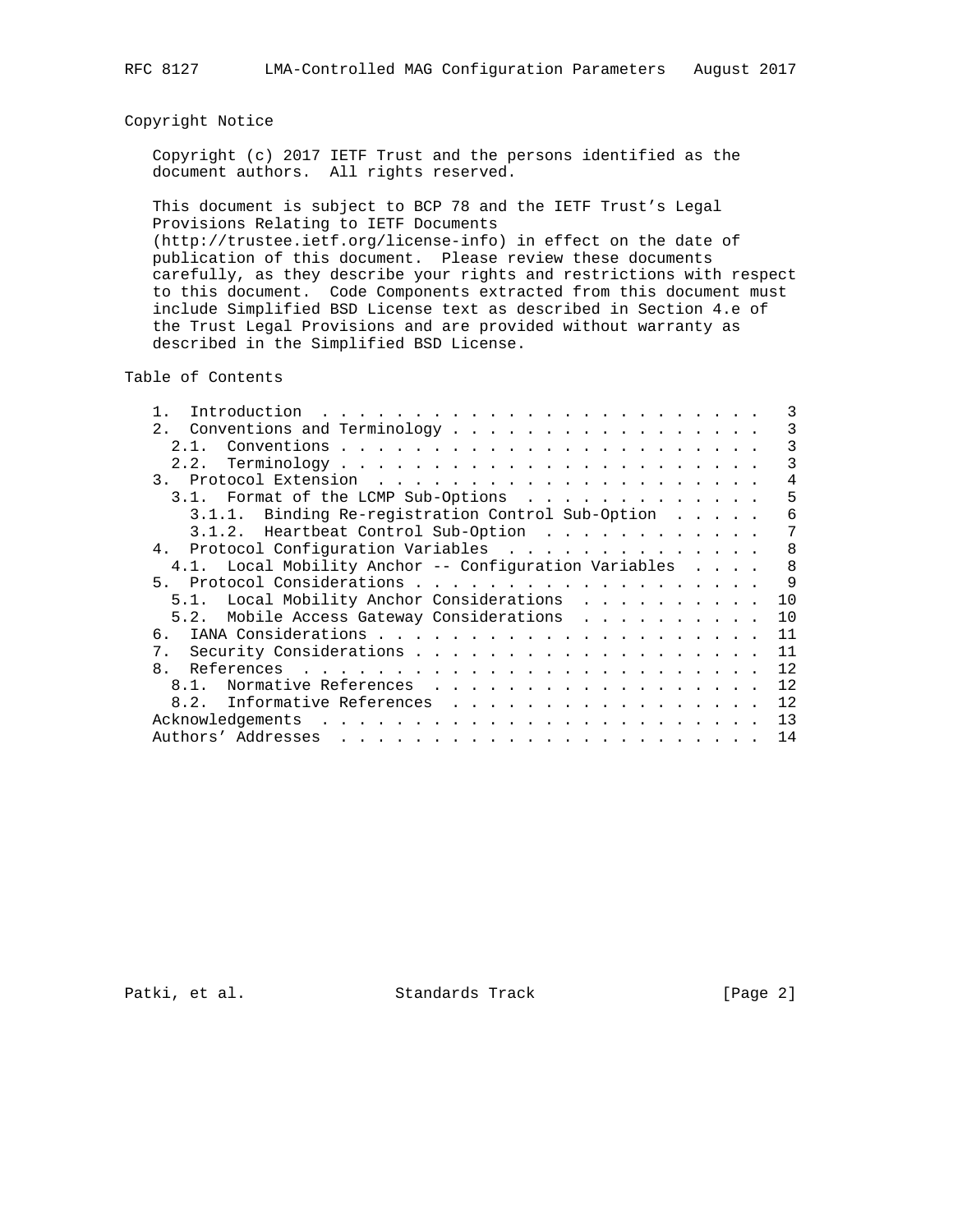## Copyright Notice

Copyright (c) 2017 IETF Trust and the persons identified as the document authors. All rights reserved.

This document is subject to BCP 78 and the IETF Trust's Legal Provisions Relating to IETF Documents (http://trustee.ietf.org/license-info) in effect on the date of publication of this document. Please review these documents carefully, as they describe your rights and restrictions with respect to this document. Code Components extracted from this document must include Simplified BSD License text as described in Section 4.e of the Trust Legal Provisions and are provided without warranty as described in the Simplified BSD License.

## Table of Contents

```
   1.  Introduction  . . . . . . . . . . . . . . . . . . . . . . . .   3
   2.  Conventions and Terminology . . . . . . . . . . . . . . . . .   3
     2.1.  Conventions . . . . . . . . . . . . . . . . . . . . . . .   3
     2.2.  Terminology . . . . . . . . . . . . . . . . . . . . . . .   3
   3.  Protocol Extension  . . . . . . . . . . . . . . . . . . . . .   4
     3.1.  Format of the LCMP Sub-Options  . . . . . . . . . . . . .   5
       3.1.1.  Binding Re-registration Control Sub-Option  . . . . .   6
       3.1.2.  Heartbeat Control Sub-Option  . . . . . . . . . . . .   7
   4.  Protocol Configuration Variables  . . . . . . . . . . . . . .   8
     4.1.  Local Mobility Anchor -- Configuration Variables  . . . .   8
   5.  Protocol Considerations . . . . . . . . . . . . . . . . . . .   9
     5.1.  Local Mobility Anchor Considerations  . . . . . . . . . .  10
     5.2.  Mobile Access Gateway Considerations  . . . . . . . . . .  10
   6.  IANA Considerations . . . . . . . . . . . . . . . . . . . . .  11
   7.  Security Considerations . . . . . . . . . . . . . . . . . . .  11
   8.  References  . . . . . . . . . . . . . . . . . . . . . . . . .  12
     8.1.  Normative References  . . . . . . . . . . . . . . . . . .  12
     8.2.  Informative References  . . . . . . . . . . . . . . . . .  12
   Acknowledgements  . . . . . . . . . . . . . . . . . . . . . . . .  13
   Authors' Addresses  . . . . . . . . . . . . . . . . . . . . . . .  14
```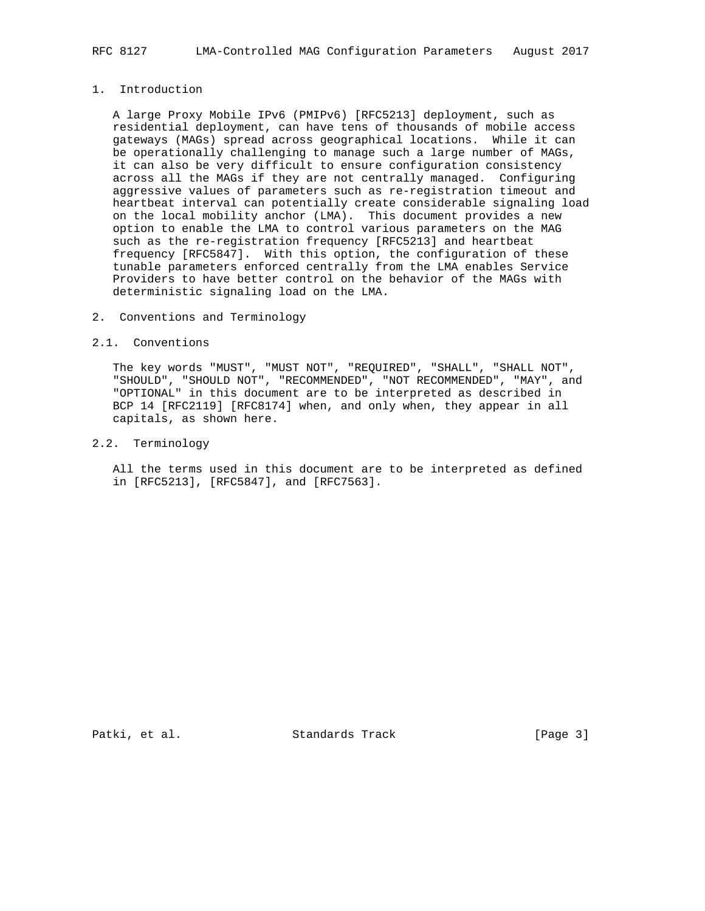# 1. Introduction

A large Proxy Mobile IPv6 (PMIPv6) [RFC5213] deployment, such as residential deployment, can have tens of thousands of mobile access gateways (MAGs) spread across geographical locations. While it can be operationally challenging to manage such a large number of MAGs, it can also be very difficult to ensure configuration consistency across all the MAGs if they are not centrally managed. Configuring aggressive values of parameters such as re-registration timeout and heartbeat interval can potentially create considerable signaling load on the local mobility anchor (LMA). This document provides a new option to enable the LMA to control various parameters on the MAG such as the re-registration frequency [RFC5213] and heartbeat frequency [RFC5847]. With this option, the configuration of these tunable parameters enforced centrally from the LMA enables Service Providers to have better control on the behavior of the MAGs with deterministic signaling load on the LMA.

# 2. Conventions and Terminology

## 2.1. Conventions

The key words "MUST", "MUST NOT", "REQUIRED", "SHALL", "SHALL NOT", "SHOULD", "SHOULD NOT", "RECOMMENDED", "NOT RECOMMENDED", "MAY", and "OPTIONAL" in this document are to be interpreted as described in BCP 14 [RFC2119] [RFC8174] when, and only when, they appear in all capitals, as shown here.

## 2.2. Terminology

All the terms used in this document are to be interpreted as defined in [RFC5213], [RFC5847], and [RFC7563].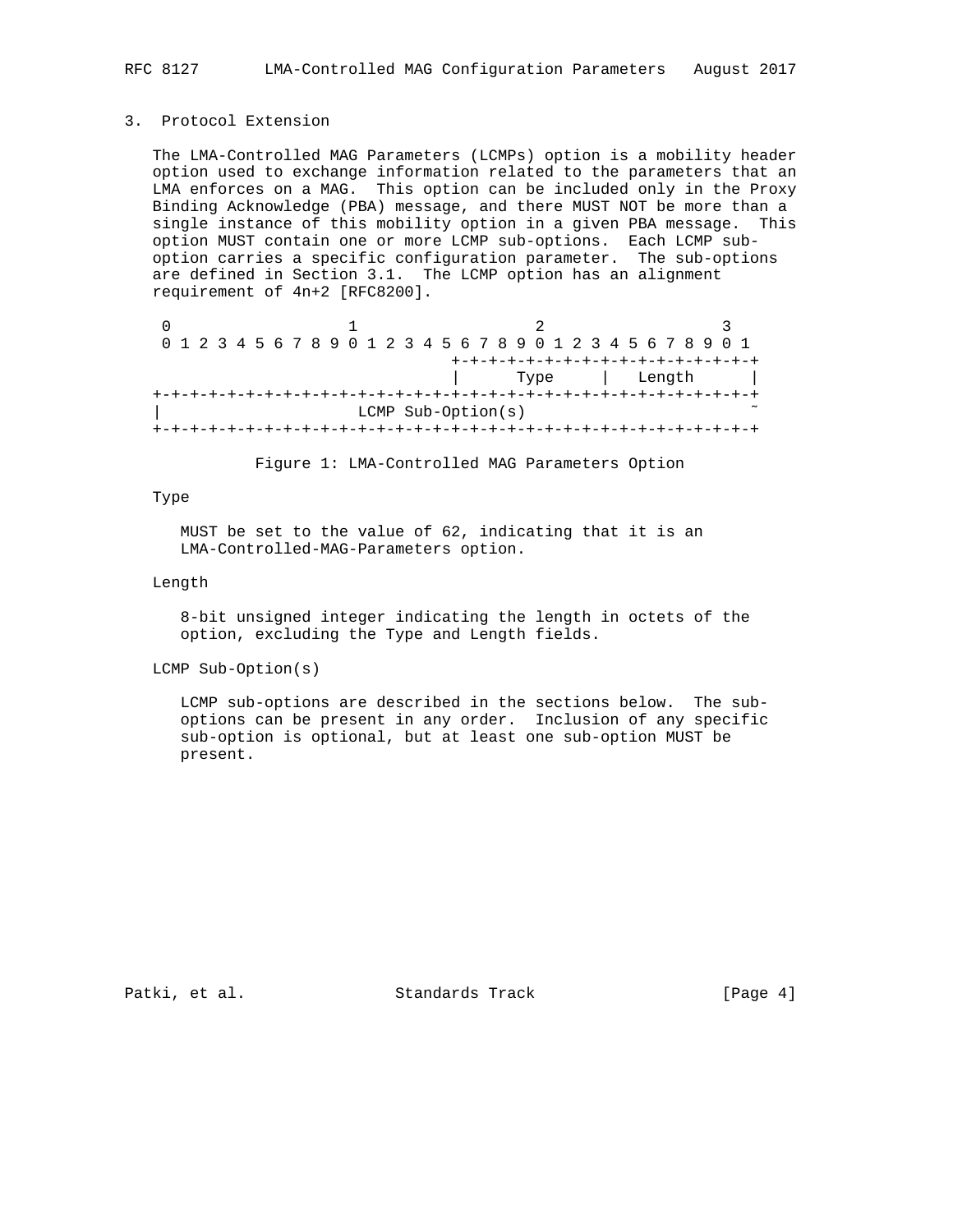## 3. Protocol Extension

The LMA-Controlled MAG Parameters (LCMPs) option is a mobility header option used to exchange information related to the parameters that an LMA enforces on a MAG. This option can be included only in the Proxy Binding Acknowledge (PBA) message, and there MUST NOT be more than a single instance of this mobility option in a given PBA message. This option MUST contain one or more LCMP sub-options. Each LCMP sub-option carries a specific configuration parameter. The sub-options are defined in Section 3.1. The LCMP option has an alignment requirement of 4n+2 [RFC8200].

```
 0                   1                   2                   3
 0 1 2 3 4 5 6 7 8 9 0 1 2 3 4 5 6 7 8 9 0 1 2 3 4 5 6 7 8 9 0 1
                                +-+-+-+-+-+-+-+-+-+-+-+-+-+-+-+-+
                                |      Type     |   Length      |
+-+-+-+-+-+-+-+-+-+-+-+-+-+-+-+-+-+-+-+-+-+-+-+-+-+-+-+-+-+-+-+-+
|                     LCMP Sub-Option(s)                        ~
+-+-+-+-+-+-+-+-+-+-+-+-+-+-+-+-+-+-+-+-+-+-+-+-+-+-+-+-+-+-+-+-+
```

Figure 1: LMA-Controlled MAG Parameters Option

Type

MUST be set to the value of 62, indicating that it is an LMA-Controlled-MAG-Parameters option.

Length

8-bit unsigned integer indicating the length in octets of the option, excluding the Type and Length fields.

LCMP Sub-Option(s)

LCMP sub-options are described in the sections below. The sub-options can be present in any order. Inclusion of any specific sub-option is optional, but at least one sub-option MUST be present.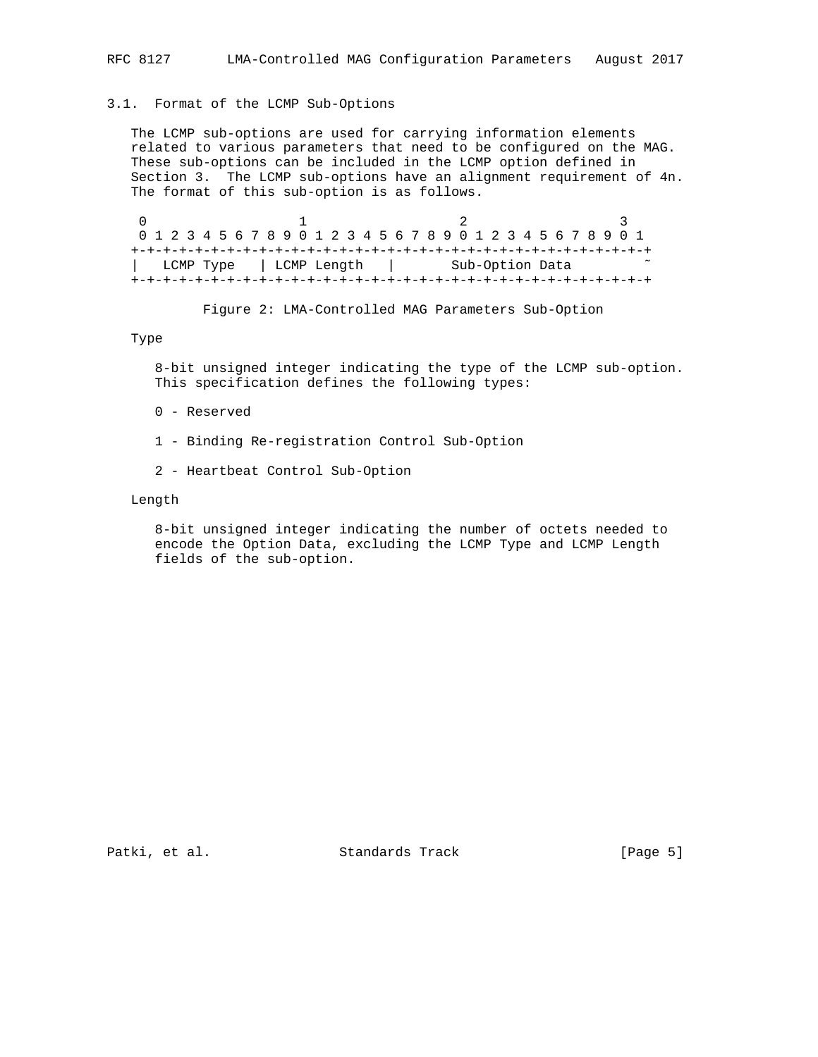### 3.1. Format of the LCMP Sub-Options

The LCMP sub-options are used for carrying information elements related to various parameters that need to be configured on the MAG. These sub-options can be included in the LCMP option defined in Section 3. The LCMP sub-options have an alignment requirement of 4n. The format of this sub-option is as follows.

```
 0                   1                   2                   3
 0 1 2 3 4 5 6 7 8 9 0 1 2 3 4 5 6 7 8 9 0 1 2 3 4 5 6 7 8 9 0 1
+-+-+-+-+-+-+-+-+-+-+-+-+-+-+-+-+-+-+-+-+-+-+-+-+-+-+-+-+-+-+-+-+
|   LCMP Type   | LCMP Length   |       Sub-Option Data         ~
+-+-+-+-+-+-+-+-+-+-+-+-+-+-+-+-+-+-+-+-+-+-+-+-+-+-+-+-+-+-+-+-+
```

Figure 2: LMA-Controlled MAG Parameters Sub-Option

Type

8-bit unsigned integer indicating the type of the LCMP sub-option. This specification defines the following types:

0 - Reserved

1 - Binding Re-registration Control Sub-Option

2 - Heartbeat Control Sub-Option

Length

8-bit unsigned integer indicating the number of octets needed to encode the Option Data, excluding the LCMP Type and LCMP Length fields of the sub-option.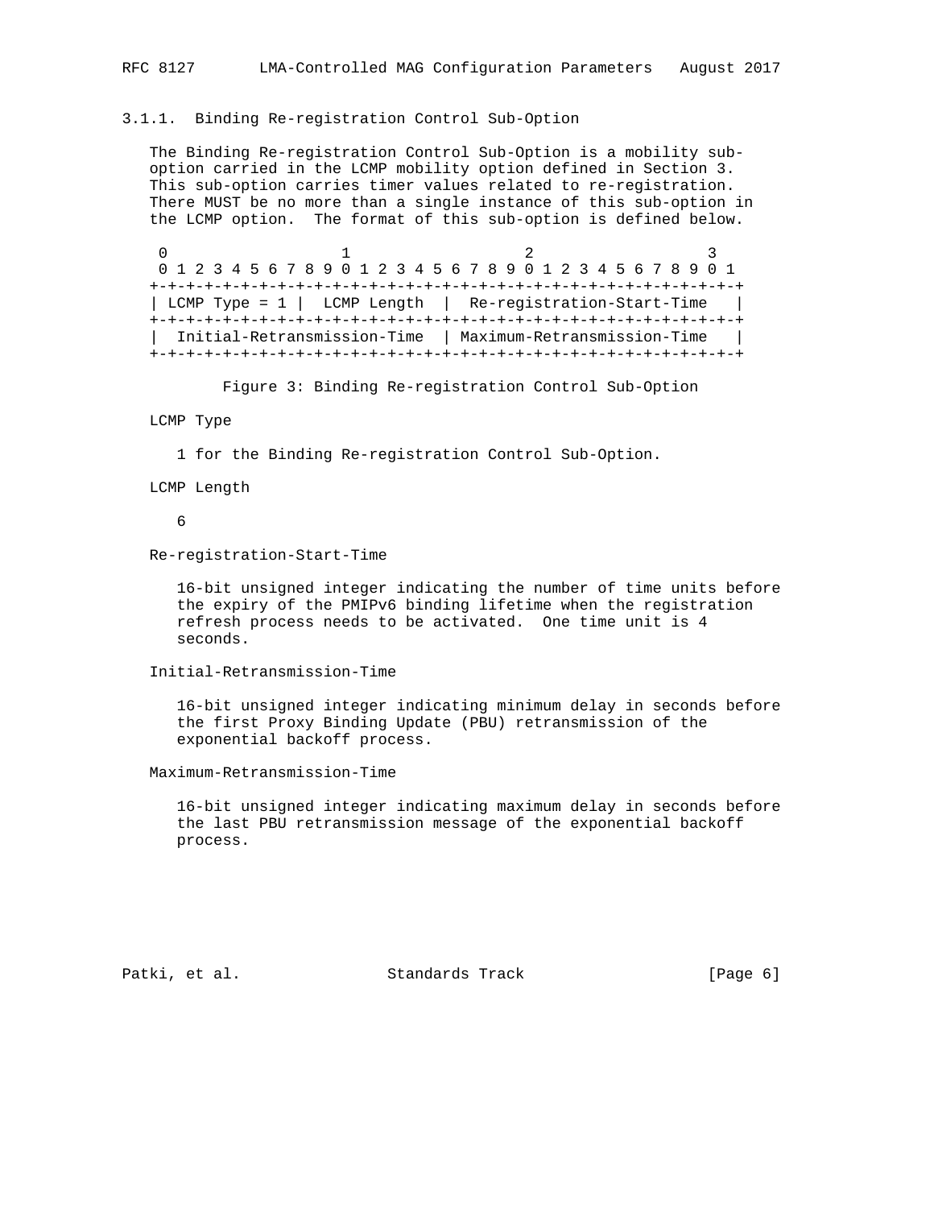### 3.1.1. Binding Re-registration Control Sub-Option

The Binding Re-registration Control Sub-Option is a mobility sub-option carried in the LCMP mobility option defined in Section 3. This sub-option carries timer values related to re-registration. There MUST be no more than a single instance of this sub-option in the LCMP option. The format of this sub-option is defined below.

```
 0                   1                   2                   3
 0 1 2 3 4 5 6 7 8 9 0 1 2 3 4 5 6 7 8 9 0 1 2 3 4 5 6 7 8 9 0 1
+-+-+-+-+-+-+-+-+-+-+-+-+-+-+-+-+-+-+-+-+-+-+-+-+-+-+-+-+-+-+-+-+
| LCMP Type = 1 |  LCMP Length  |  Re-registration-Start-Time   |
+-+-+-+-+-+-+-+-+-+-+-+-+-+-+-+-+-+-+-+-+-+-+-+-+-+-+-+-+-+-+-+-+
|  Initial-Retransmission-Time  | Maximum-Retransmission-Time   |
+-+-+-+-+-+-+-+-+-+-+-+-+-+-+-+-+-+-+-+-+-+-+-+-+-+-+-+-+-+-+-+-+
```

Figure 3: Binding Re-registration Control Sub-Option

LCMP Type

1 for the Binding Re-registration Control Sub-Option.

LCMP Length

6

Re-registration-Start-Time

16-bit unsigned integer indicating the number of time units before the expiry of the PMIPv6 binding lifetime when the registration refresh process needs to be activated. One time unit is 4 seconds.

Initial-Retransmission-Time

16-bit unsigned integer indicating minimum delay in seconds before the first Proxy Binding Update (PBU) retransmission of the exponential backoff process.

Maximum-Retransmission-Time

16-bit unsigned integer indicating maximum delay in seconds before the last PBU retransmission message of the exponential backoff process.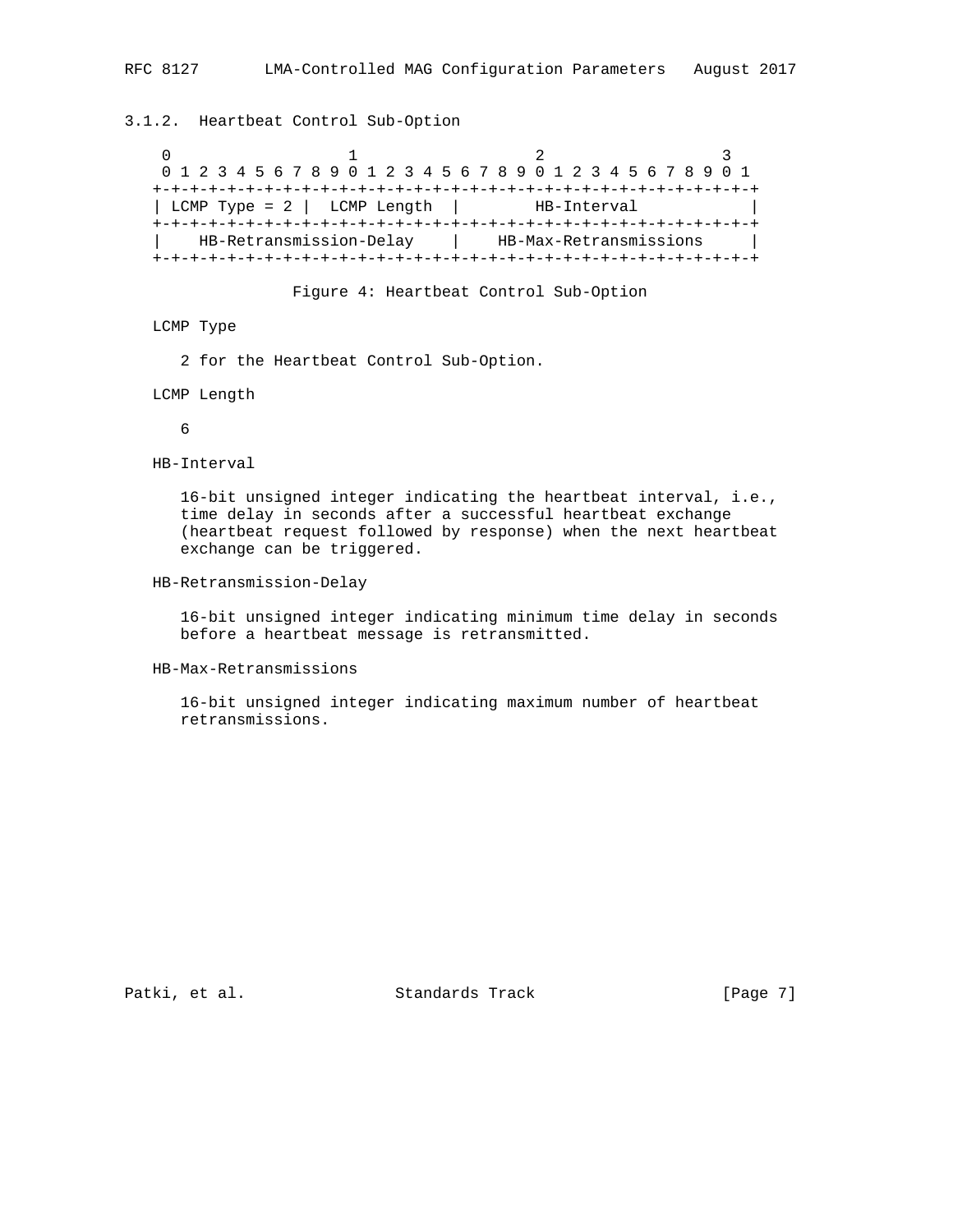### 3.1.2. Heartbeat Control Sub-Option

```
 0                   1                   2                   3
 0 1 2 3 4 5 6 7 8 9 0 1 2 3 4 5 6 7 8 9 0 1 2 3 4 5 6 7 8 9 0 1
+-+-+-+-+-+-+-+-+-+-+-+-+-+-+-+-+-+-+-+-+-+-+-+-+-+-+-+-+-+-+-+-+
| LCMP Type = 2 |  LCMP Length  |        HB-Interval            |
+-+-+-+-+-+-+-+-+-+-+-+-+-+-+-+-+-+-+-+-+-+-+-+-+-+-+-+-+-+-+-+-+
|    HB-Retransmission-Delay    |    HB-Max-Retransmissions     |
+-+-+-+-+-+-+-+-+-+-+-+-+-+-+-+-+-+-+-+-+-+-+-+-+-+-+-+-+-+-+-+-+
```

Figure 4: Heartbeat Control Sub-Option

LCMP Type

2 for the Heartbeat Control Sub-Option.

LCMP Length

6

HB-Interval

16-bit unsigned integer indicating the heartbeat interval, i.e., time delay in seconds after a successful heartbeat exchange (heartbeat request followed by response) when the next heartbeat exchange can be triggered.

HB-Retransmission-Delay

16-bit unsigned integer indicating minimum time delay in seconds before a heartbeat message is retransmitted.

HB-Max-Retransmissions

16-bit unsigned integer indicating maximum number of heartbeat retransmissions.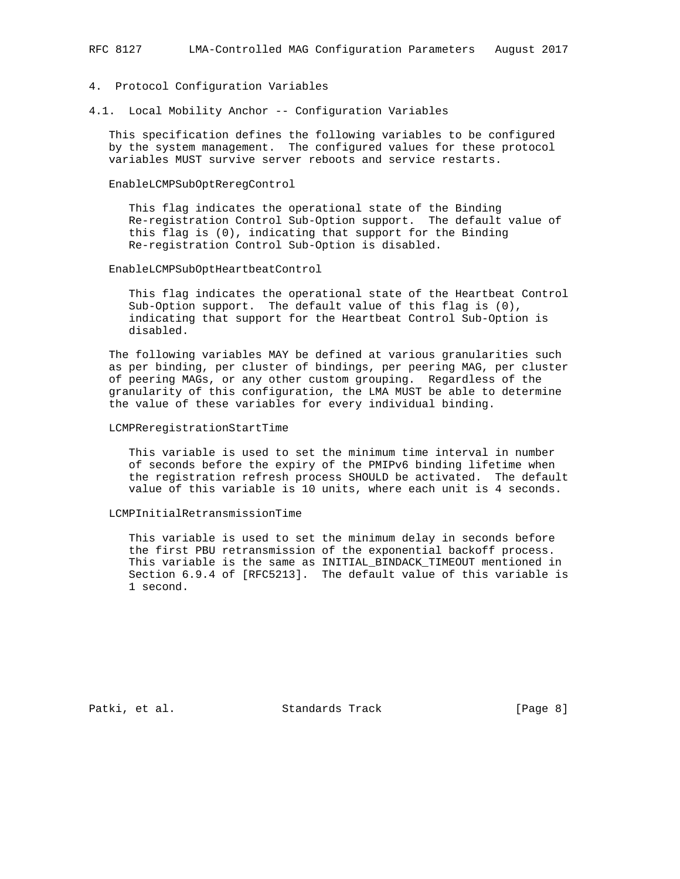# 4. Protocol Configuration Variables

## 4.1. Local Mobility Anchor -- Configuration Variables

This specification defines the following variables to be configured by the system management. The configured values for these protocol variables MUST survive server reboots and service restarts.

EnableLCMPSubOptReregControl

> This flag indicates the operational state of the Binding Re-registration Control Sub-Option support. The default value of this flag is (0), indicating that support for the Binding Re-registration Control Sub-Option is disabled.

EnableLCMPSubOptHeartbeatControl

> This flag indicates the operational state of the Heartbeat Control Sub-Option support. The default value of this flag is (0), indicating that support for the Heartbeat Control Sub-Option is disabled.

The following variables MAY be defined at various granularities such as per binding, per cluster of bindings, per peering MAG, per cluster of peering MAGs, or any other custom grouping. Regardless of the granularity of this configuration, the LMA MUST be able to determine the value of these variables for every individual binding.

LCMPReregistrationStartTime

> This variable is used to set the minimum time interval in number of seconds before the expiry of the PMIPv6 binding lifetime when the registration refresh process SHOULD be activated. The default value of this variable is 10 units, where each unit is 4 seconds.

LCMPInitialRetransmissionTime

> This variable is used to set the minimum delay in seconds before the first PBU retransmission of the exponential backoff process. This variable is the same as INITIAL_BINDACK_TIMEOUT mentioned in Section 6.9.4 of [RFC5213]. The default value of this variable is 1 second.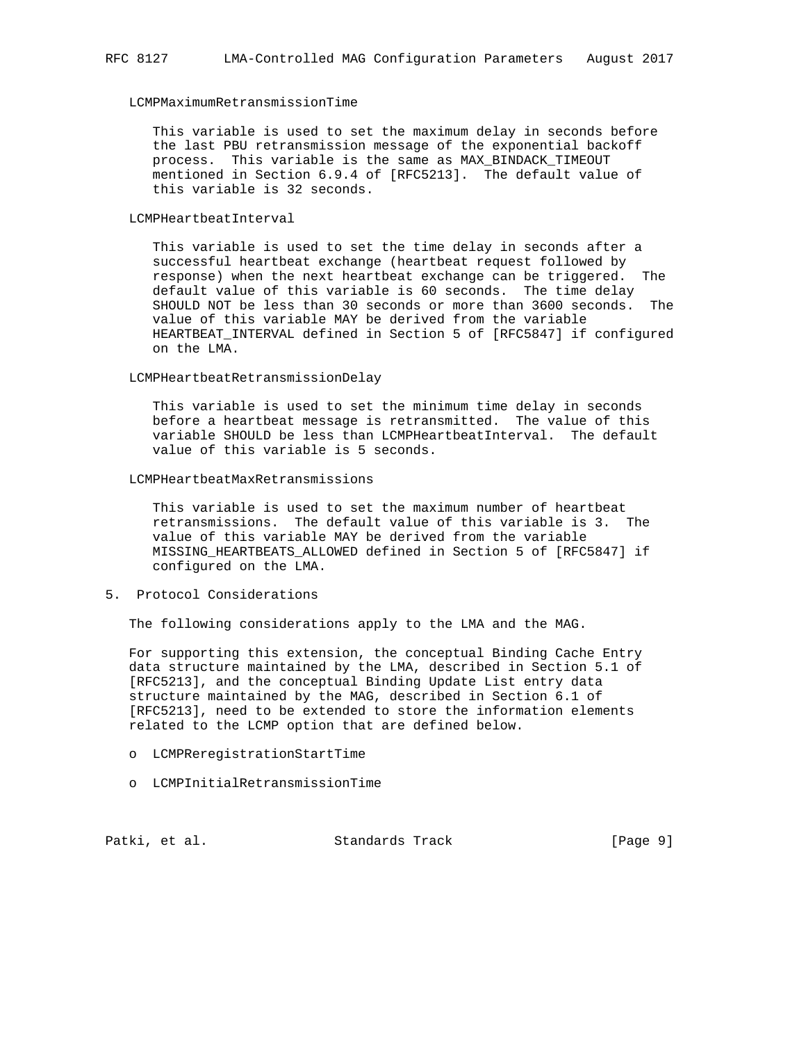LCMPMaximumRetransmissionTime

This variable is used to set the maximum delay in seconds before the last PBU retransmission message of the exponential backoff process. This variable is the same as MAX_BINDACK_TIMEOUT mentioned in Section 6.9.4 of [RFC5213]. The default value of this variable is 32 seconds.

LCMPHeartbeatInterval

This variable is used to set the time delay in seconds after a successful heartbeat exchange (heartbeat request followed by response) when the next heartbeat exchange can be triggered. The default value of this variable is 60 seconds. The time delay SHOULD NOT be less than 30 seconds or more than 3600 seconds. The value of this variable MAY be derived from the variable HEARTBEAT_INTERVAL defined in Section 5 of [RFC5847] if configured on the LMA.

LCMPHeartbeatRetransmissionDelay

This variable is used to set the minimum time delay in seconds before a heartbeat message is retransmitted. The value of this variable SHOULD be less than LCMPHeartbeatInterval. The default value of this variable is 5 seconds.

LCMPHeartbeatMaxRetransmissions

This variable is used to set the maximum number of heartbeat retransmissions. The default value of this variable is 3. The value of this variable MAY be derived from the variable MISSING_HEARTBEATS_ALLOWED defined in Section 5 of [RFC5847] if configured on the LMA.

## 5. Protocol Considerations

The following considerations apply to the LMA and the MAG.

For supporting this extension, the conceptual Binding Cache Entry data structure maintained by the LMA, described in Section 5.1 of [RFC5213], and the conceptual Binding Update List entry data structure maintained by the MAG, described in Section 6.1 of [RFC5213], need to be extended to store the information elements related to the LCMP option that are defined below.

- LCMPReregistrationStartTime
- LCMPInitialRetransmissionTime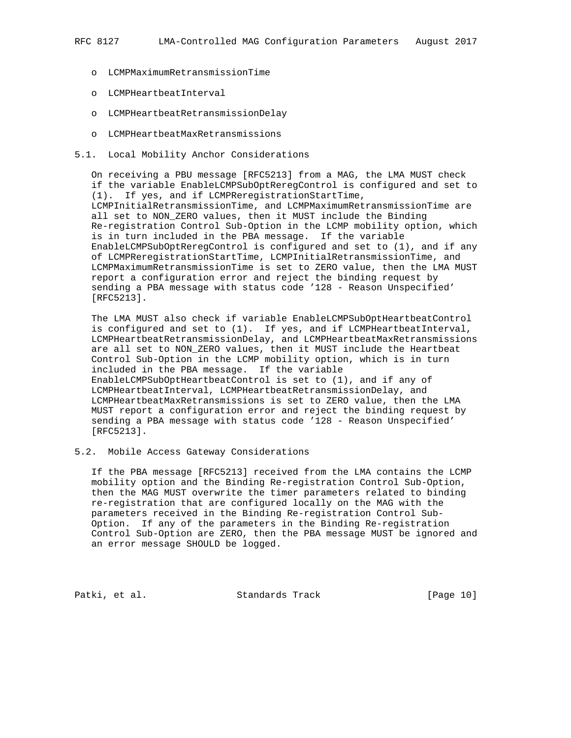- LCMPMaximumRetransmissionTime
- LCMPHeartbeatInterval
- LCMPHeartbeatRetransmissionDelay
- LCMPHeartbeatMaxRetransmissions

## 5.1. Local Mobility Anchor Considerations

On receiving a PBU message [RFC5213] from a MAG, the LMA MUST check if the variable EnableLCMPSubOptReregControl is configured and set to (1). If yes, and if LCMPReregistrationStartTime, LCMPInitialRetransmissionTime, and LCMPMaximumRetransmissionTime are all set to NON_ZERO values, then it MUST include the Binding Re-registration Control Sub-Option in the LCMP mobility option, which is in turn included in the PBA message. If the variable EnableLCMPSubOptReregControl is configured and set to (1), and if any of LCMPReregistrationStartTime, LCMPInitialRetransmissionTime, and LCMPMaximumRetransmissionTime is set to ZERO value, then the LMA MUST report a configuration error and reject the binding request by sending a PBA message with status code '128 - Reason Unspecified' [RFC5213].

The LMA MUST also check if variable EnableLCMPSubOptHeartbeatControl is configured and set to (1). If yes, and if LCMPHeartbeatInterval, LCMPHeartbeatRetransmissionDelay, and LCMPHeartbeatMaxRetransmissions are all set to NON_ZERO values, then it MUST include the Heartbeat Control Sub-Option in the LCMP mobility option, which is in turn included in the PBA message. If the variable EnableLCMPSubOptHeartbeatControl is set to (1), and if any of LCMPHeartbeatInterval, LCMPHeartbeatRetransmissionDelay, and LCMPHeartbeatMaxRetransmissions is set to ZERO value, then the LMA MUST report a configuration error and reject the binding request by sending a PBA message with status code '128 - Reason Unspecified' [RFC5213].

## 5.2. Mobile Access Gateway Considerations

If the PBA message [RFC5213] received from the LMA contains the LCMP mobility option and the Binding Re-registration Control Sub-Option, then the MAG MUST overwrite the timer parameters related to binding re-registration that are configured locally on the MAG with the parameters received in the Binding Re-registration Control Sub-Option. If any of the parameters in the Binding Re-registration Control Sub-Option are ZERO, then the PBA message MUST be ignored and an error message SHOULD be logged.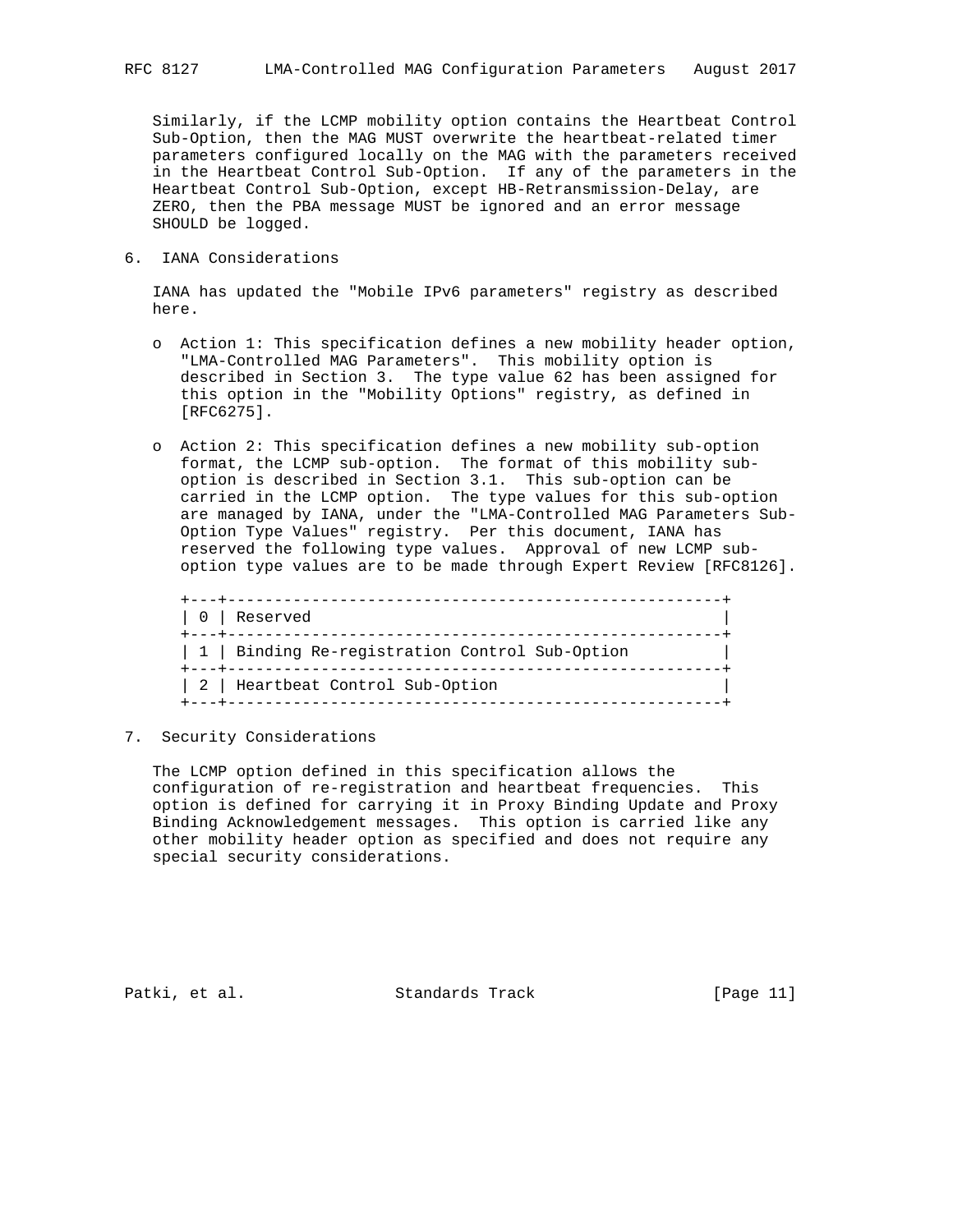Similarly, if the LCMP mobility option contains the Heartbeat Control Sub-Option, then the MAG MUST overwrite the heartbeat-related timer parameters configured locally on the MAG with the parameters received in the Heartbeat Control Sub-Option. If any of the parameters in the Heartbeat Control Sub-Option, except HB-Retransmission-Delay, are ZERO, then the PBA message MUST be ignored and an error message SHOULD be logged.

## 6. IANA Considerations

IANA has updated the "Mobile IPv6 parameters" registry as described here.

- Action 1: This specification defines a new mobility header option, "LMA-Controlled MAG Parameters". This mobility option is described in Section 3. The type value 62 has been assigned for this option in the "Mobility Options" registry, as defined in [RFC6275].

- Action 2: This specification defines a new mobility sub-option format, the LCMP sub-option. The format of this mobility sub-option is described in Section 3.1. This sub-option can be carried in the LCMP option. The type values for this sub-option are managed by IANA, under the "LMA-Controlled MAG Parameters Sub-Option Type Values" registry. Per this document, IANA has reserved the following type values. Approval of new LCMP sub-option type values are to be made through Expert Review [RFC8126].

| Value | Description |
|---|---|
| 0 | Reserved |
| 1 | Binding Re-registration Control Sub-Option |
| 2 | Heartbeat Control Sub-Option |

## 7. Security Considerations

The LCMP option defined in this specification allows the configuration of re-registration and heartbeat frequencies. This option is defined for carrying it in Proxy Binding Update and Proxy Binding Acknowledgement messages. This option is carried like any other mobility header option as specified and does not require any special security considerations.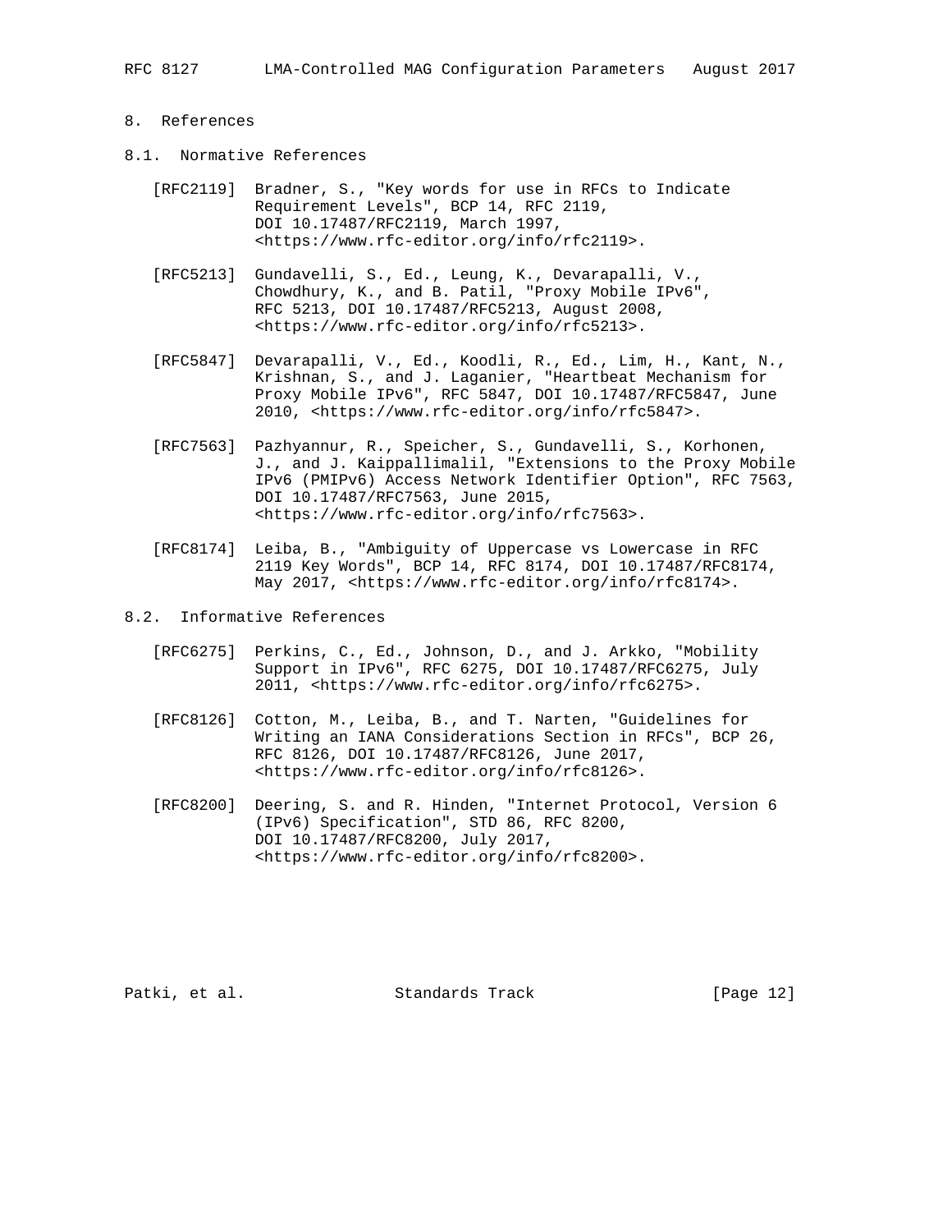# 8. References

## 8.1. Normative References

[RFC2119] Bradner, S., "Key words for use in RFCs to Indicate Requirement Levels", BCP 14, RFC 2119, DOI 10.17487/RFC2119, March 1997, <https://www.rfc-editor.org/info/rfc2119>.

[RFC5213] Gundavelli, S., Ed., Leung, K., Devarapalli, V., Chowdhury, K., and B. Patil, "Proxy Mobile IPv6", RFC 5213, DOI 10.17487/RFC5213, August 2008, <https://www.rfc-editor.org/info/rfc5213>.

[RFC5847] Devarapalli, V., Ed., Koodli, R., Ed., Lim, H., Kant, N., Krishnan, S., and J. Laganier, "Heartbeat Mechanism for Proxy Mobile IPv6", RFC 5847, DOI 10.17487/RFC5847, June 2010, <https://www.rfc-editor.org/info/rfc5847>.

[RFC7563] Pazhyannur, R., Speicher, S., Gundavelli, S., Korhonen, J., and J. Kaippallimalil, "Extensions to the Proxy Mobile IPv6 (PMIPv6) Access Network Identifier Option", RFC 7563, DOI 10.17487/RFC7563, June 2015, <https://www.rfc-editor.org/info/rfc7563>.

[RFC8174] Leiba, B., "Ambiguity of Uppercase vs Lowercase in RFC 2119 Key Words", BCP 14, RFC 8174, DOI 10.17487/RFC8174, May 2017, <https://www.rfc-editor.org/info/rfc8174>.

## 8.2. Informative References

[RFC6275] Perkins, C., Ed., Johnson, D., and J. Arkko, "Mobility Support in IPv6", RFC 6275, DOI 10.17487/RFC6275, July 2011, <https://www.rfc-editor.org/info/rfc6275>.

[RFC8126] Cotton, M., Leiba, B., and T. Narten, "Guidelines for Writing an IANA Considerations Section in RFCs", BCP 26, RFC 8126, DOI 10.17487/RFC8126, June 2017, <https://www.rfc-editor.org/info/rfc8126>.

[RFC8200] Deering, S. and R. Hinden, "Internet Protocol, Version 6 (IPv6) Specification", STD 86, RFC 8200, DOI 10.17487/RFC8200, July 2017, <https://www.rfc-editor.org/info/rfc8200>.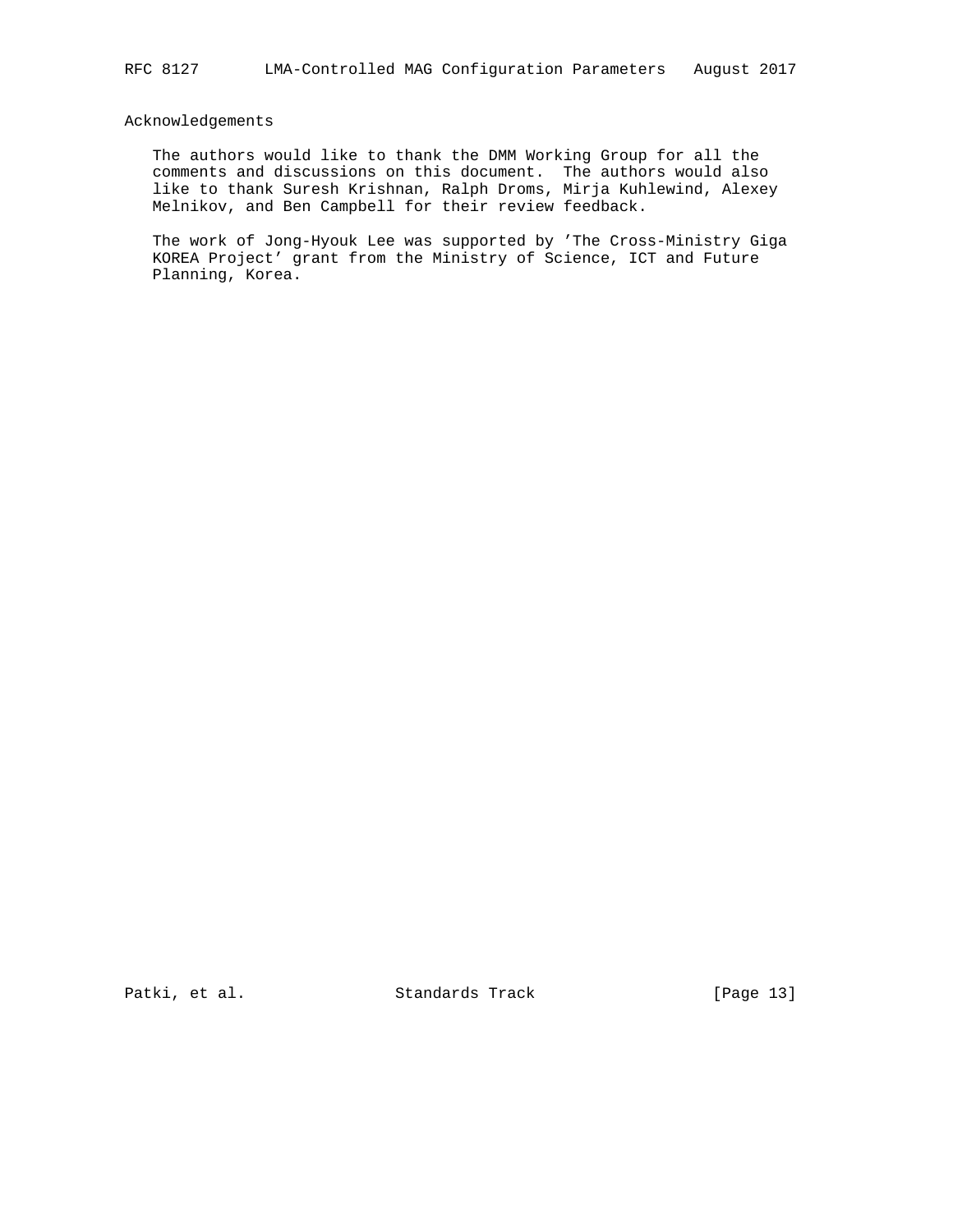## Acknowledgements

The authors would like to thank the DMM Working Group for all the comments and discussions on this document. The authors would also like to thank Suresh Krishnan, Ralph Droms, Mirja Kuhlewind, Alexey Melnikov, and Ben Campbell for their review feedback.

The work of Jong-Hyouk Lee was supported by 'The Cross-Ministry Giga KOREA Project' grant from the Ministry of Science, ICT and Future Planning, Korea.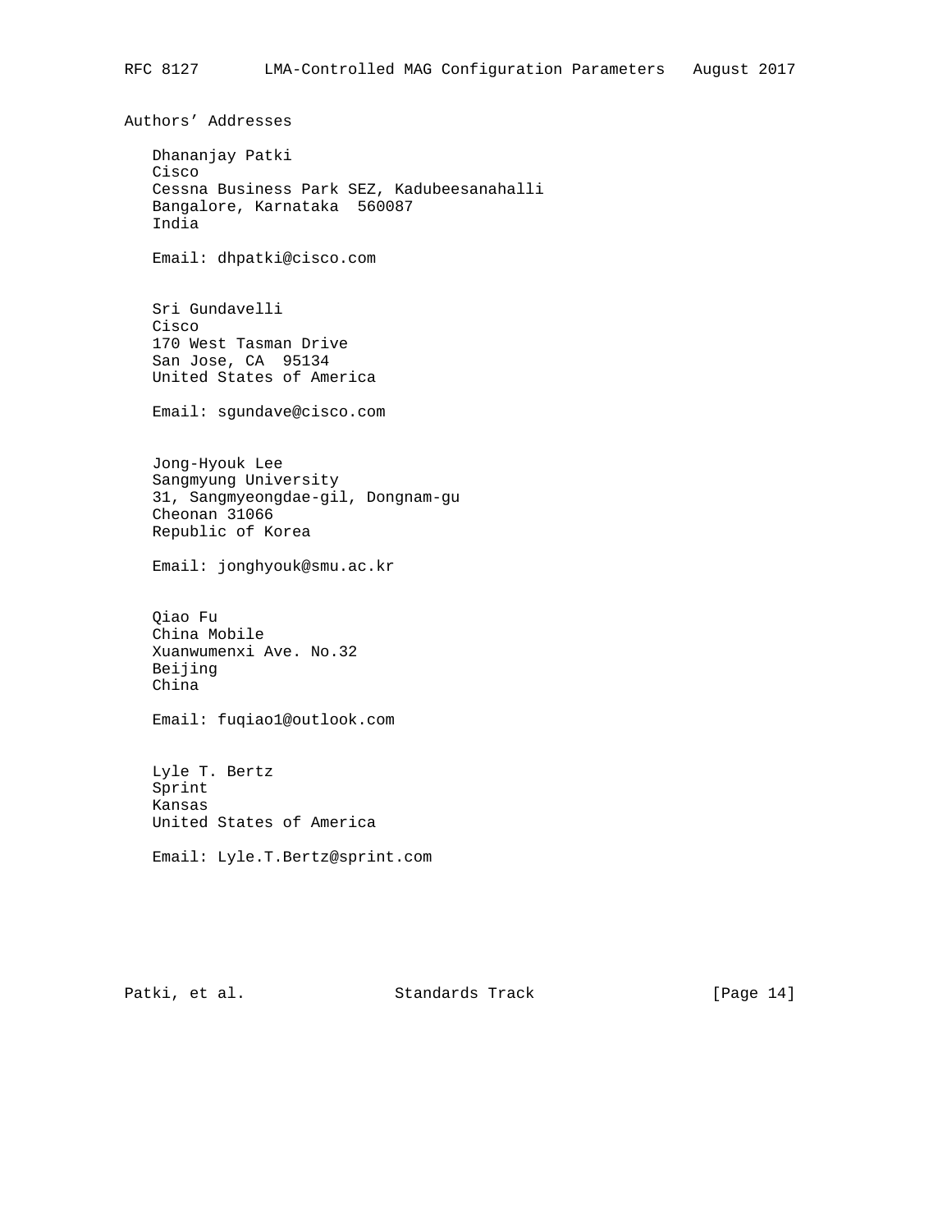## Authors' Addresses

Dhananjay Patki
Cisco
Cessna Business Park SEZ, Kadubeesanahalli
Bangalore, Karnataka  560087
India

Email: dhpatki@cisco.com

Sri Gundavelli
Cisco
170 West Tasman Drive
San Jose, CA  95134
United States of America

Email: sgundave@cisco.com

Jong-Hyouk Lee
Sangmyung University
31, Sangmyeongdae-gil, Dongnam-gu
Cheonan 31066
Republic of Korea

Email: jonghyouk@smu.ac.kr

Qiao Fu
China Mobile
Xuanwumenxi Ave. No.32
Beijing
China

Email: fuqiao1@outlook.com

Lyle T. Bertz
Sprint
Kansas
United States of America

Email: Lyle.T.Bertz@sprint.com